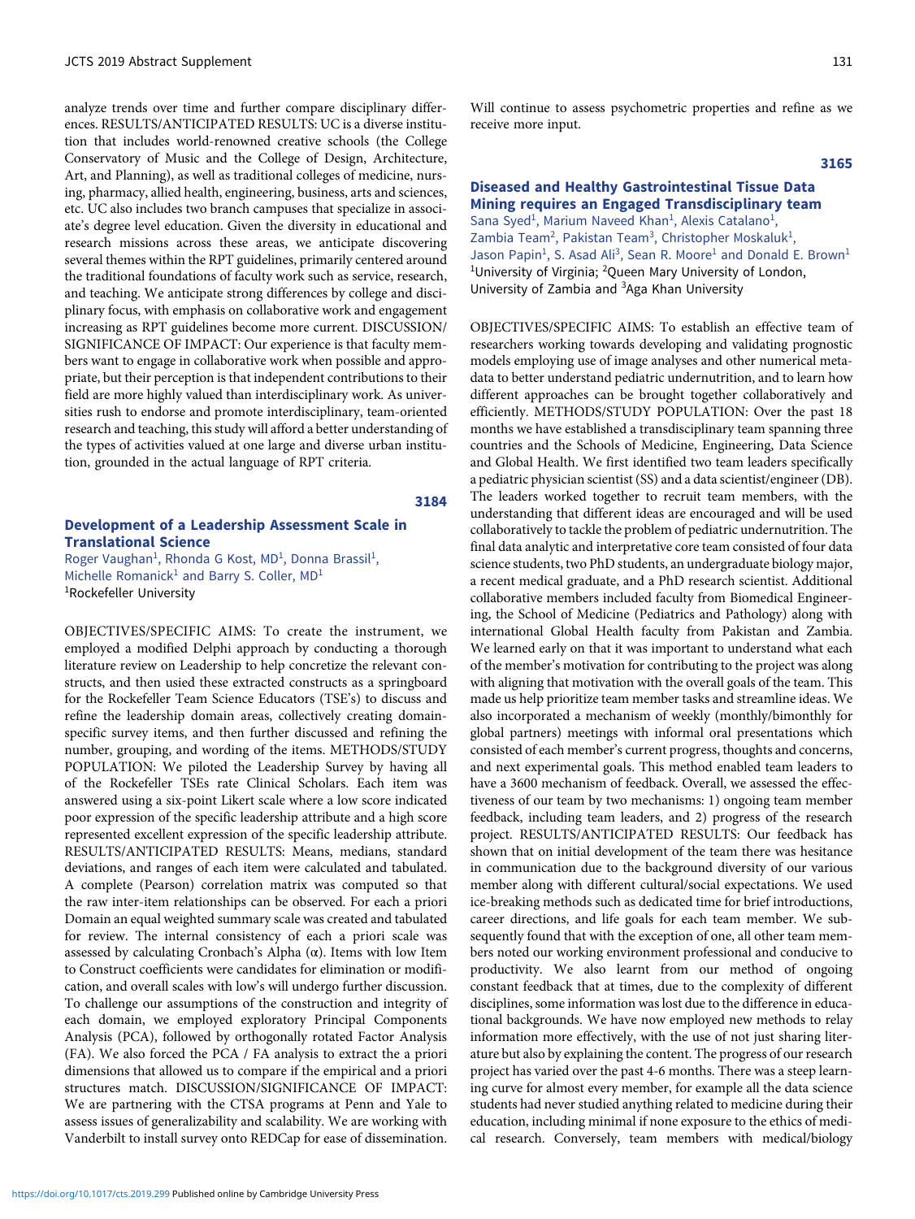analyze trends over time and further compare disciplinary differences. RESULTS/ANTICIPATED RESULTS: UC is a diverse institution that includes world-renowned creative schools (the College Conservatory of Music and the College of Design, Architecture, Art, and Planning), as well as traditional colleges of medicine, nursing, pharmacy, allied health, engineering, business, arts and sciences, etc. UC also includes two branch campuses that specialize in associate's degree level education. Given the diversity in educational and research missions across these areas, we anticipate discovering several themes within the RPT guidelines, primarily centered around the traditional foundations of faculty work such as service, research, and teaching. We anticipate strong differences by college and disciplinary focus, with emphasis on collaborative work and engagement increasing as RPT guidelines become more current. DISCUSSION/SIGNIFICANCE OF IMPACT: Our experience is that faculty members want to engage in collaborative work when possible and appropriate, but their perception is that independent contributions to their field are more highly valued than interdisciplinary work. As universities rush to endorse and promote interdisciplinary, team-oriented research and teaching, this study will afford a better understanding of the types of activities valued at one large and diverse urban institution, grounded in the actual language of RPT criteria.

**3184**

## Development of a Leadership Assessment Scale in Translational Science

Roger Vaughan[1], Rhonda G Kost, MD[1], Donna Brassil[1], Michelle Romanick[1] and Barry S. Coller, MD[1]
[1]Rockefeller University

OBJECTIVES/SPECIFIC AIMS: To create the instrument, we employed a modified Delphi approach by conducting a thorough literature review on Leadership to help concretize the relevant constructs, and then usied these extracted constructs as a springboard for the Rockefeller Team Science Educators (TSE's) to discuss and refine the leadership domain areas, collectively creating domain-specific survey items, and then further discussed and refining the number, grouping, and wording of the items. METHODS/STUDY POPULATION: We piloted the Leadership Survey by having all of the Rockefeller TSEs rate Clinical Scholars. Each item was answered using a six-point Likert scale where a low score indicated poor expression of the specific leadership attribute and a high score represented excellent expression of the specific leadership attribute. RESULTS/ANTICIPATED RESULTS: Means, medians, standard deviations, and ranges of each item were calculated and tabulated. A complete (Pearson) correlation matrix was computed so that the raw inter-item relationships can be observed. For each a priori Domain an equal weighted summary scale was created and tabulated for review. The internal consistency of each a priori scale was assessed by calculating Cronbach's Alpha (α). Items with low Item to Construct coefficients were candidates for elimination or modification, and overall scales with low's will undergo further discussion. To challenge our assumptions of the construction and integrity of each domain, we employed exploratory Principal Components Analysis (PCA), followed by orthogonally rotated Factor Analysis (FA). We also forced the PCA / FA analysis to extract the a priori dimensions that allowed us to compare if the empirical and a priori structures match. DISCUSSION/SIGNIFICANCE OF IMPACT: We are partnering with the CTSA programs at Penn and Yale to assess issues of generalizability and scalability. We are working with Vanderbilt to install survey onto REDCap for ease of dissemination. Will continue to assess psychometric properties and refine as we receive more input.

**3165**

## Diseased and Healthy Gastrointestinal Tissue Data Mining requires an Engaged Transdisciplinary team

Sana Syed[1], Marium Naveed Khan[1], Alexis Catalano[1], Zambia Team[2], Pakistan Team[3], Christopher Moskaluk[1], Jason Papin[1], S. Asad Ali[3], Sean R. Moore[1] and Donald E. Brown[1]
[1]University of Virginia; [2]Queen Mary University of London, University of Zambia and [3]Aga Khan University

OBJECTIVES/SPECIFIC AIMS: To establish an effective team of researchers working towards developing and validating prognostic models employing use of image analyses and other numerical metadata to better understand pediatric undernutrition, and to learn how different approaches can be brought together collaboratively and efficiently. METHODS/STUDY POPULATION: Over the past 18 months we have established a transdisciplinary team spanning three countries and the Schools of Medicine, Engineering, Data Science and Global Health. We first identified two team leaders specifically a pediatric physician scientist (SS) and a data scientist/engineer (DB). The leaders worked together to recruit team members, with the understanding that different ideas are encouraged and will be used collaboratively to tackle the problem of pediatric undernutrition. The final data analytic and interpretative core team consisted of four data science students, two PhD students, an undergraduate biology major, a recent medical graduate, and a PhD research scientist. Additional collaborative members included faculty from Biomedical Engineering, the School of Medicine (Pediatrics and Pathology) along with international Global Health faculty from Pakistan and Zambia. We learned early on that it was important to understand what each of the member's motivation for contributing to the project was along with aligning that motivation with the overall goals of the team. This made us help prioritize team member tasks and streamline ideas. We also incorporated a mechanism of weekly (monthly/bimonthly for global partners) meetings with informal oral presentations which consisted of each member's current progress, thoughts and concerns, and next experimental goals. This method enabled team leaders to have a 3600 mechanism of feedback. Overall, we assessed the effectiveness of our team by two mechanisms: 1) ongoing team member feedback, including team leaders, and 2) progress of the research project. RESULTS/ANTICIPATED RESULTS: Our feedback has shown that on initial development of the team there was hesitance in communication due to the background diversity of our various member along with different cultural/social expectations. We used ice-breaking methods such as dedicated time for brief introductions, career directions, and life goals for each team member. We subsequently found that with the exception of one, all other team members noted our working environment professional and conducive to productivity. We also learnt from our method of ongoing constant feedback that at times, due to the complexity of different disciplines, some information was lost due to the difference in educational backgrounds. We have now employed new methods to relay information more effectively, with the use of not just sharing literature but also by explaining the content. The progress of our research project has varied over the past 4-6 months. There was a steep learning curve for almost every member, for example all the data science students had never studied anything related to medicine during their education, including minimal if none exposure to the ethics of medical research. Conversely, team members with medical/biology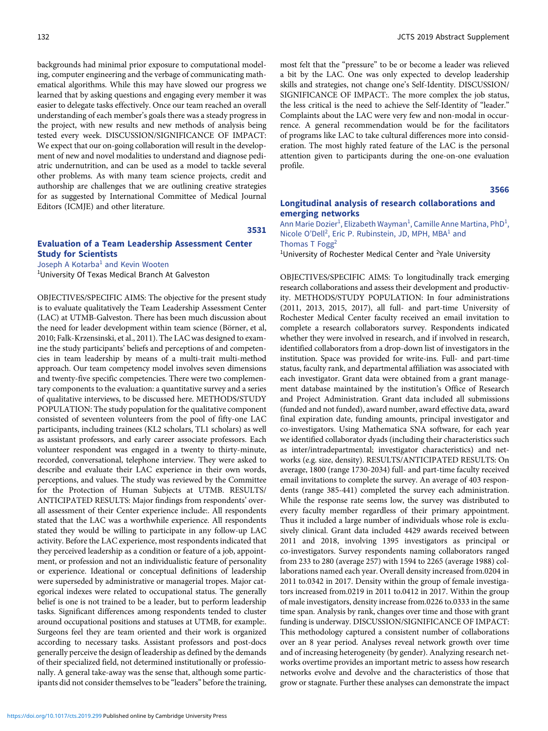backgrounds had minimal prior exposure to computational modeling, computer engineering and the verbage of communicating mathematical algorithms. While this may have slowed our progress we learned that by asking questions and engaging every member it was easier to delegate tasks effectively. Once our team reached an overall understanding of each member's goals there was a steady progress in the project, with new results and new methods of analysis being tested every week. DISCUSSION/SIGNIFICANCE OF IMPACT: We expect that our on-going collaboration will result in the development of new and novel modalities to understand and diagnose pediatric undernutrition, and can be used as a model to tackle several other problems. As with many team science projects, credit and authorship are challenges that we are outlining creative strategies for as suggested by International Committee of Medical Journal Editors (ICMJE) and other literature.

3531

## Evaluation of a Team Leadership Assessment Center Study for Scientists

Joseph A Kotarba[1] and Kevin Wooten

[1]University Of Texas Medical Branch At Galveston

OBJECTIVES/SPECIFIC AIMS: The objective for the present study is to evaluate qualitatively the Team Leadership Assessment Center (LAC) at UTMB-Galveston. There has been much discussion about the need for leader development within team science (Börner, et al, 2010; Falk-Krzensinski, et al., 2011). The LAC was designed to examine the study participants' beliefs and perceptions of and competencies in team leadership by means of a multi-trait multi-method approach. Our team competency model involves seven dimensions and twenty-five specific competencies. There were two complementary components to the evaluation: a quantitative survey and a series of qualitative interviews, to be discussed here. METHODS/STUDY POPULATION: The study population for the qualitative component consisted of seventeen volunteers from the pool of fifty-one LAC participants, including trainees (KL2 scholars, TL1 scholars) as well as assistant professors, and early career associate professors. Each volunteer respondent was engaged in a twenty to thirty-minute, recorded, conversational, telephone interview. They were asked to describe and evaluate their LAC experience in their own words, perceptions, and values. The study was reviewed by the Committee for the Protection of Human Subjects at UTMB. RESULTS/ANTICIPATED RESULTS: Major findings from respondents' overall assessment of their Center experience include:. All respondents stated that the LAC was a worthwhile experience. All respondents stated they would be willing to participate in any follow-up LAC activity. Before the LAC experience, most respondents indicated that they perceived leadership as a condition or feature of a job, appointment, or profession and not an individualistic feature of personality or experience. Ideational or conceptual definitions of leadership were superseded by administrative or managerial tropes. Major categorical indexes were related to occupational status. The generally belief is one is not trained to be a leader, but to perform leadership tasks. Significant differences among respondents tended to cluster around occupational positions and statuses at UTMB, for example:. Surgeons feel they are team oriented and their work is organized according to necessary tasks. Assistant professors and post-docs generally perceive the design of leadership as defined by the demands of their specialized field, not determined institutionally or professionally. A general take-away was the sense that, although some participants did not consider themselves to be "leaders" before the training, most felt that the "pressure" to be or become a leader was relieved a bit by the LAC. One was only expected to develop leadership skills and strategies, not change one's Self-Identity. DISCUSSION/SIGNIFICANCE OF IMPACT:. The more complex the job status, the less critical is the need to achieve the Self-Identity of "leader." Complaints about the LAC were very few and non-modal in occurrence. A general recommendation would be for the facilitators of programs like LAC to take cultural differences more into consideration. The most highly rated feature of the LAC is the personal attention given to participants during the one-on-one evaluation profile.

3566

## Longitudinal analysis of research collaborations and emerging networks

Ann Marie Dozier[1], Elizabeth Wayman[1], Camille Anne Martina, PhD[1], Nicole O'Dell[2], Eric P. Rubinstein, JD, MPH, MBA[1] and Thomas T Fogg[2]

[1]University of Rochester Medical Center and [2]Yale University

OBJECTIVES/SPECIFIC AIMS: To longitudinally track emerging research collaborations and assess their development and productivity. METHODS/STUDY POPULATION: In four administrations (2011, 2013, 2015, 2017), all full- and part-time University of Rochester Medical Center faculty received an email invitation to complete a research collaborators survey. Respondents indicated whether they were involved in research, and if involved in research, identified collaborators from a drop-down list of investigators in the institution. Space was provided for write-ins. Full- and part-time status, faculty rank, and departmental affiliation was associated with each investigator. Grant data were obtained from a grant management database maintained by the institution's Office of Research and Project Administration. Grant data included all submissions (funded and not funded), award number, award effective data, award final expiration date, funding amounts, principal investigator and co-investigators. Using Mathematica SNA software, for each year we identified collaborator dyads (including their characteristics such as inter/intradepartmental; investigator characteristics) and networks (e.g. size, density). RESULTS/ANTICIPATED RESULTS: On average, 1800 (range 1730-2034) full- and part-time faculty received email invitations to complete the survey. An average of 403 respondents (range 385-441) completed the survey each administration. While the response rate seems low, the survey was distributed to every faculty member regardless of their primary appointment. Thus it included a large number of individuals whose role is exclusively clinical. Grant data included 4429 awards received between 2011 and 2018, involving 1395 investigators as principal or co-investigators. Survey respondents naming collaborators ranged from 233 to 280 (average 257) with 1594 to 2265 (average 1988) collaborations named each year. Overall density increased from.0204 in 2011 to.0342 in 2017. Density within the group of female investigators increased from.0219 in 2011 to.0412 in 2017. Within the group of male investigators, density increase from.0226 to.0333 in the same time span. Analysis by rank, changes over time and those with grant funding is underway. DISCUSSION/SIGNIFICANCE OF IMPACT: This methodology captured a consistent number of collaborations over an 8 year period. Analyses reveal network growth over time and of increasing heterogeneity (by gender). Analyzing research networks overtime provides an important metric to assess how research networks evolve and devolve and the characteristics of those that grow or stagnate. Further these analyses can demonstrate the impact